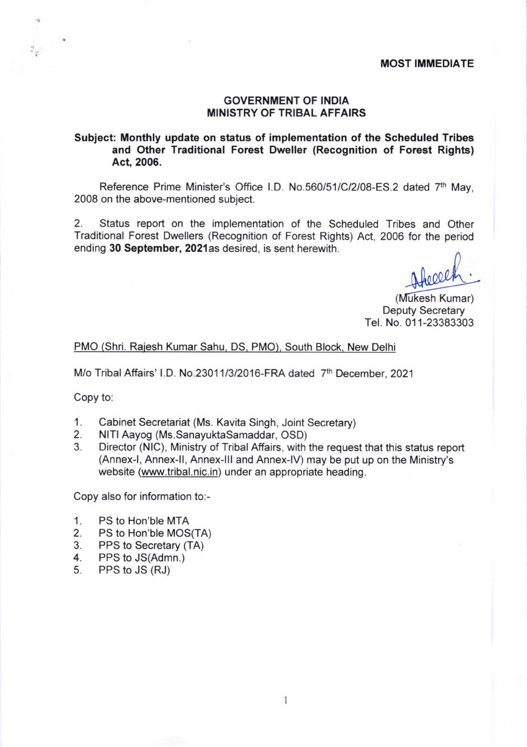**MOST IMMEDIATE**

**GOVERNMENT OF INDIA**
**MINISTRY OF TRIBAL AFFAIRS**

**Subject: Monthly update on status of implementation of the Scheduled Tribes and Other Traditional Forest Dweller (Recognition of Forest Rights) Act, 2006.**

Reference Prime Minister's Office I.D. No.560/51/C/2/08-ES.2 dated 7th May, 2008 on the above-mentioned subject.

2. Status report on the implementation of the Scheduled Tribes and Other Traditional Forest Dwellers (Recognition of Forest Rights) Act, 2006 for the period ending **30 September, 2021**as desired, is sent herewith.

(Mukesh Kumar)
Deputy Secretary
Tel. No. 011-23383303

PMO (Shri. Rajesh Kumar Sahu, DS, PMO), South Block, New Delhi

M/o Tribal Affairs' I.D. No.23011/3/2016-FRA dated 7th December, 2021

Copy to:

1. Cabinet Secretariat (Ms. Kavita Singh, Joint Secretary)
2. NITI Aayog (Ms.SanayuktaSamaddar, OSD)
3. Director (NIC), Ministry of Tribal Affairs, with the request that this status report (Annex-I, Annex-II, Annex-III and Annex-IV) may be put up on the Ministry's website (www.tribal.nic.in) under an appropriate heading.

Copy also for information to:-

1. PS to Hon'ble MTA
2. PS to Hon'ble MOS(TA)
3. PPS to Secretary (TA)
4. PPS to JS(Admn.)
5. PPS to JS (RJ)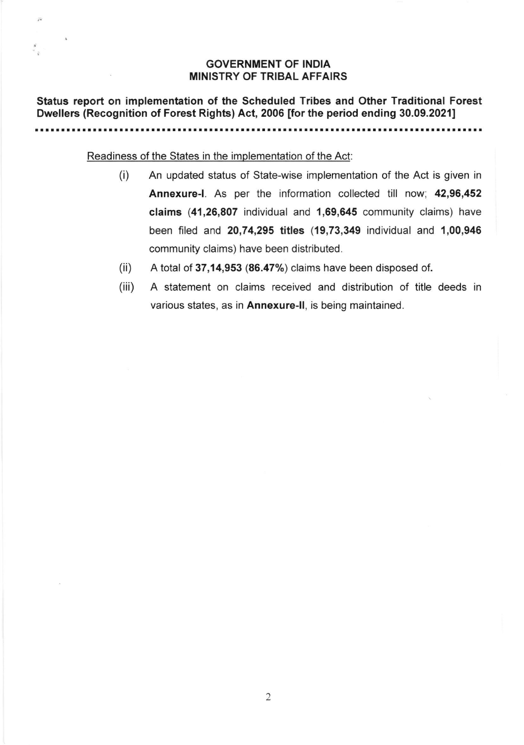**GOVERNMENT OF INDIA**
**MINISTRY OF TRIBAL AFFAIRS**

**Status report on implementation of the Scheduled Tribes and Other Traditional Forest Dwellers (Recognition of Forest Rights) Act, 2006 [for the period ending 30.09.2021]**

---

Readiness of the States in the implementation of the Act:

(i) An updated status of State-wise implementation of the Act is given in **Annexure-I**. As per the information collected till now; **42,96,452 claims** (**41,26,807** individual and **1,69,645** community claims) have been filed and **20,74,295 titles** (**19,73,349** individual and **1,00,946** community claims) have been distributed.

(ii) A total of **37,14,953** (**86.47%**) claims have been disposed of.

(iii) A statement on claims received and distribution of title deeds in various states, as in **Annexure-II**, is being maintained.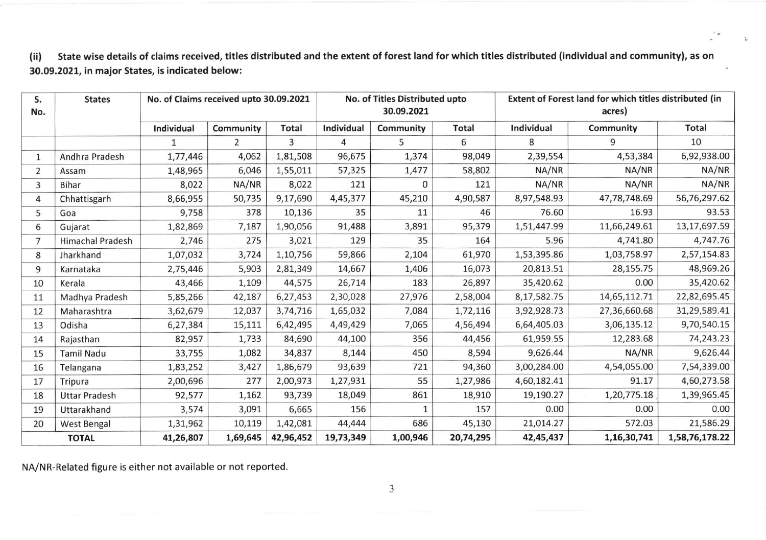**(ii) State wise details of claims received, titles distributed and the extent of forest land for which titles distributed (individual and community), as on 30.09.2021, in major States, is indicated below:**

| S. No. | States | No. of Claims received upto 30.09.2021 | | | No. of Titles Distributed upto 30.09.2021 | | | Extent of Forest land for which titles distributed (in acres) | | |
|---|---|---|---|---|---|---|---|---|---|---|
| | | Individual | Community | Total | Individual | Community | Total | Individual | Community | Total |
| | | 1 | 2 | 3 | 4 | 5 | 6 | 8 | 9 | 10 |
| 1 | Andhra Pradesh | 1,77,446 | 4,062 | 1,81,508 | 96,675 | 1,374 | 98,049 | 2,39,554 | 4,53,384 | 6,92,938.00 |
| 2 | Assam | 1,48,965 | 6,046 | 1,55,011 | 57,325 | 1,477 | 58,802 | NA/NR | NA/NR | NA/NR |
| 3 | Bihar | 8,022 | NA/NR | 8,022 | 121 | 0 | 121 | NA/NR | NA/NR | NA/NR |
| 4 | Chhattisgarh | 8,66,955 | 50,735 | 9,17,690 | 4,45,377 | 45,210 | 4,90,587 | 8,97,548.93 | 47,78,748.69 | 56,76,297.62 |
| 5 | Goa | 9,758 | 378 | 10,136 | 35 | 11 | 46 | 76.60 | 16.93 | 93.53 |
| 6 | Gujarat | 1,82,869 | 7,187 | 1,90,056 | 91,488 | 3,891 | 95,379 | 1,51,447.99 | 11,66,249.61 | 13,17,697.59 |
| 7 | Himachal Pradesh | 2,746 | 275 | 3,021 | 129 | 35 | 164 | 5.96 | 4,741.80 | 4,747.76 |
| 8 | Jharkhand | 1,07,032 | 3,724 | 1,10,756 | 59,866 | 2,104 | 61,970 | 1,53,395.86 | 1,03,758.97 | 2,57,154.83 |
| 9 | Karnataka | 2,75,446 | 5,903 | 2,81,349 | 14,667 | 1,406 | 16,073 | 20,813.51 | 28,155.75 | 48,969.26 |
| 10 | Kerala | 43,466 | 1,109 | 44,575 | 26,714 | 183 | 26,897 | 35,420.62 | 0.00 | 35,420.62 |
| 11 | Madhya Pradesh | 5,85,266 | 42,187 | 6,27,453 | 2,30,028 | 27,976 | 2,58,004 | 8,17,582.75 | 14,65,112.71 | 22,82,695.45 |
| 12 | Maharashtra | 3,62,679 | 12,037 | 3,74,716 | 1,65,032 | 7,084 | 1,72,116 | 3,92,928.73 | 27,36,660.68 | 31,29,589.41 |
| 13 | Odisha | 6,27,384 | 15,111 | 6,42,495 | 4,49,429 | 7,065 | 4,56,494 | 6,64,405.03 | 3,06,135.12 | 9,70,540.15 |
| 14 | Rajasthan | 82,957 | 1,733 | 84,690 | 44,100 | 356 | 44,456 | 61,959.55 | 12,283.68 | 74,243.23 |
| 15 | Tamil Nadu | 33,755 | 1,082 | 34,837 | 8,144 | 450 | 8,594 | 9,626.44 | NA/NR | 9,626.44 |
| 16 | Telangana | 1,83,252 | 3,427 | 1,86,679 | 93,639 | 721 | 94,360 | 3,00,284.00 | 4,54,055.00 | 7,54,339.00 |
| 17 | Tripura | 2,00,696 | 277 | 2,00,973 | 1,27,931 | 55 | 1,27,986 | 4,60,182.41 | 91.17 | 4,60,273.58 |
| 18 | Uttar Pradesh | 92,577 | 1,162 | 93,739 | 18,049 | 861 | 18,910 | 19,190.27 | 1,20,775.18 | 1,39,965.45 |
| 19 | Uttarakhand | 3,574 | 3,091 | 6,665 | 156 | 1 | 157 | 0.00 | 0.00 | 0.00 |
| 20 | West Bengal | 1,31,962 | 10,119 | 1,42,081 | 44,444 | 686 | 45,130 | 21,014.27 | 572.03 | 21,586.29 |
| **TOTAL** | | **41,26,807** | **1,69,645** | **42,96,452** | **19,73,349** | **1,00,946** | **20,74,295** | **42,45,437** | **1,16,30,741** | **1,58,76,178.22** |

NA/NR-Related figure is either not available or not reported.